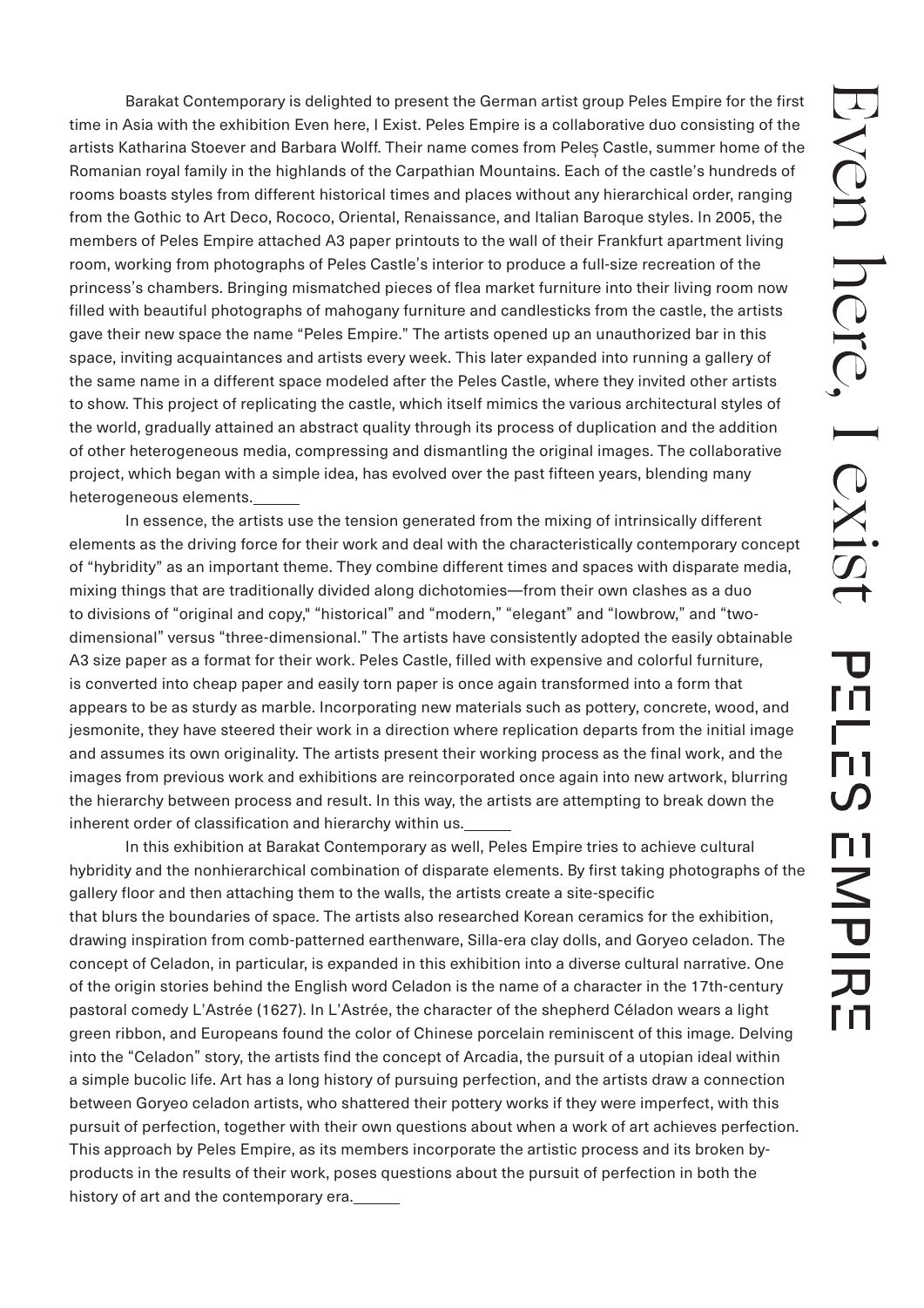# Even here, I exist

## PELES EMPIRE

Barakat Contemporary is delighted to present the German artist group Peles Empire for the first time in Asia with the exhibition Even here, I Exist. Peles Empire is a collaborative duo consisting of the artists Katharina Stoever and Barbara Wolff. Their name comes from Peleș Castle, summer home of the Romanian royal family in the highlands of the Carpathian Mountains. Each of the castle's hundreds of rooms boasts styles from different historical times and places without any hierarchical order, ranging from the Gothic to Art Deco, Rococo, Oriental, Renaissance, and Italian Baroque styles. In 2005, the members of Peles Empire attached A3 paper printouts to the wall of their Frankfurt apartment living room, working from photographs of Peles Castle's interior to produce a full-size recreation of the princess's chambers. Bringing mismatched pieces of flea market furniture into their living room now filled with beautiful photographs of mahogany furniture and candlesticks from the castle, the artists gave their new space the name "Peles Empire." The artists opened up an unauthorized bar in this space, inviting acquaintances and artists every week. This later expanded into running a gallery of the same name in a different space modeled after the Peles Castle, where they invited other artists to show. This project of replicating the castle, which itself mimics the various architectural styles of the world, gradually attained an abstract quality through its process of duplication and the addition of other heterogeneous media, compressing and dismantling the original images. The collaborative project, which began with a simple idea, has evolved over the past fifteen years, blending many heterogeneous elements.

In essence, the artists use the tension generated from the mixing of intrinsically different elements as the driving force for their work and deal with the characteristically contemporary concept of "hybridity" as an important theme. They combine different times and spaces with disparate media, mixing things that are traditionally divided along dichotomies—from their own clashes as a duo to divisions of "original and copy," "historical" and "modern," "elegant" and "lowbrow," and "two-dimensional" versus "three-dimensional." The artists have consistently adopted the easily obtainable A3 size paper as a format for their work. Peles Castle, filled with expensive and colorful furniture, is converted into cheap paper and easily torn paper is once again transformed into a form that appears to be as sturdy as marble. Incorporating new materials such as pottery, concrete, wood, and jesmonite, they have steered their work in a direction where replication departs from the initial image and assumes its own originality. The artists present their working process as the final work, and the images from previous work and exhibitions are reincorporated once again into new artwork, blurring the hierarchy between process and result. In this way, the artists are attempting to break down the inherent order of classification and hierarchy within us.

In this exhibition at Barakat Contemporary as well, Peles Empire tries to achieve cultural hybridity and the nonhierarchical combination of disparate elements. By first taking photographs of the gallery floor and then attaching them to the walls, the artists create a site-specific that blurs the boundaries of space. The artists also researched Korean ceramics for the exhibition, drawing inspiration from comb-patterned earthenware, Silla-era clay dolls, and Goryeo celadon. The concept of Celadon, in particular, is expanded in this exhibition into a diverse cultural narrative. One of the origin stories behind the English word Celadon is the name of a character in the 17th-century pastoral comedy L'Astrée (1627). In L'Astrée, the character of the shepherd Céladon wears a light green ribbon, and Europeans found the color of Chinese porcelain reminiscent of this image. Delving into the "Celadon" story, the artists find the concept of Arcadia, the pursuit of a utopian ideal within a simple bucolic life. Art has a long history of pursuing perfection, and the artists draw a connection between Goryeo celadon artists, who shattered their pottery works if they were imperfect, with this pursuit of perfection, together with their own questions about when a work of art achieves perfection. This approach by Peles Empire, as its members incorporate the artistic process and its broken by-products in the results of their work, poses questions about the pursuit of perfection in both the history of art and the contemporary era.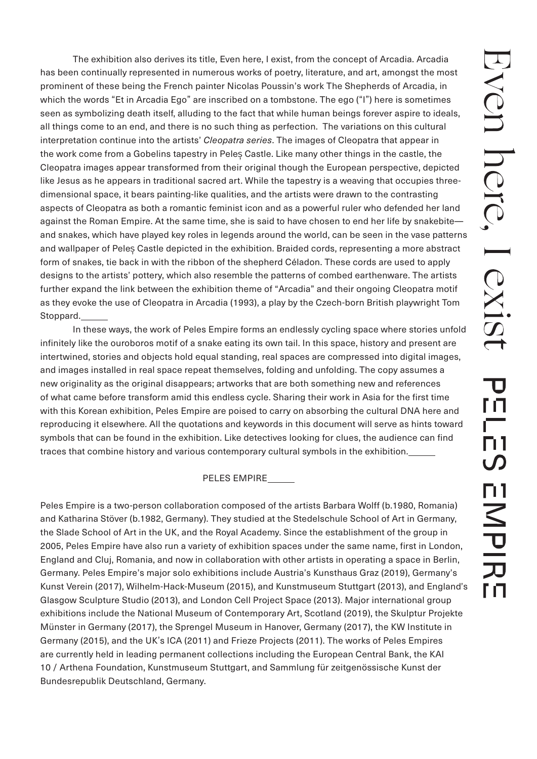The exhibition also derives its title, Even here, I exist, from the concept of Arcadia. Arcadia has been continually represented in numerous works of poetry, literature, and art, amongst the most prominent of these being the French painter Nicolas Poussin's work The Shepherds of Arcadia, in which the words "Et in Arcadia Ego" are inscribed on a tombstone. The ego ("I") here is sometimes seen as symbolizing death itself, alluding to the fact that while human beings forever aspire to ideals, all things come to an end, and there is no such thing as perfection. The variations on this cultural interpretation continue into the artists' *Cleopatra series*. The images of Cleopatra that appear in the work come from a Gobelins tapestry in Peleș Castle. Like many other things in the castle, the Cleopatra images appear transformed from their original though the European perspective, depicted like Jesus as he appears in traditional sacred art. While the tapestry is a weaving that occupies three-dimensional space, it bears painting-like qualities, and the artists were drawn to the contrasting aspects of Cleopatra as both a romantic feminist icon and as a powerful ruler who defended her land against the Roman Empire. At the same time, she is said to have chosen to end her life by snakebite—and snakes, which have played key roles in legends around the world, can be seen in the vase patterns and wallpaper of Peleș Castle depicted in the exhibition. Braided cords, representing a more abstract form of snakes, tie back in with the ribbon of the shepherd Céladon. These cords are used to apply designs to the artists' pottery, which also resemble the patterns of combed earthenware. The artists further expand the link between the exhibition theme of "Arcadia" and their ongoing Cleopatra motif as they evoke the use of Cleopatra in Arcadia (1993), a play by the Czech-born British playwright Tom Stoppard.

In these ways, the work of Peles Empire forms an endlessly cycling space where stories unfold infinitely like the ouroboros motif of a snake eating its own tail. In this space, history and present are intertwined, stories and objects hold equal standing, real spaces are compressed into digital images, and images installed in real space repeat themselves, folding and unfolding. The copy assumes a new originality as the original disappears; artworks that are both something new and references of what came before transform amid this endless cycle. Sharing their work in Asia for the first time with this Korean exhibition, Peles Empire are poised to carry on absorbing the cultural DNA here and reproducing it elsewhere. All the quotations and keywords in this document will serve as hints toward symbols that can be found in the exhibition. Like detectives looking for clues, the audience can find traces that combine history and various contemporary cultural symbols in the exhibition.

## PELES EMPIRE

Peles Empire is a two-person collaboration composed of the artists Barbara Wolff (b.1980, Romania) and Katharina Stöver (b.1982, Germany). They studied at the Stedelschule School of Art in Germany, the Slade School of Art in the UK, and the Royal Academy. Since the establishment of the group in 2005, Peles Empire have also run a variety of exhibition spaces under the same name, first in London, England and Cluj, Romania, and now in collaboration with other artists in operating a space in Berlin, Germany. Peles Empire's major solo exhibitions include Austria's Kunsthaus Graz (2019), Germany's Kunst Verein (2017), Wilhelm-Hack-Museum (2015), and Kunstmuseum Stuttgart (2013), and England's Glasgow Sculpture Studio (2013), and London Cell Project Space (2013). Major international group exhibitions include the National Museum of Contemporary Art, Scotland (2019), the Skulptur Projekte Münster in Germany (2017), the Sprengel Museum in Hanover, Germany (2017), the KW Institute in Germany (2015), and the UK's ICA (2011) and Frieze Projects (2011). The works of Peles Empires are currently held in leading permanent collections including the European Central Bank, the KAI 10 / Arthena Foundation, Kunstmuseum Stuttgart, and Sammlung für zeitgenössische Kunst der Bundesrepublik Deutschland, Germany.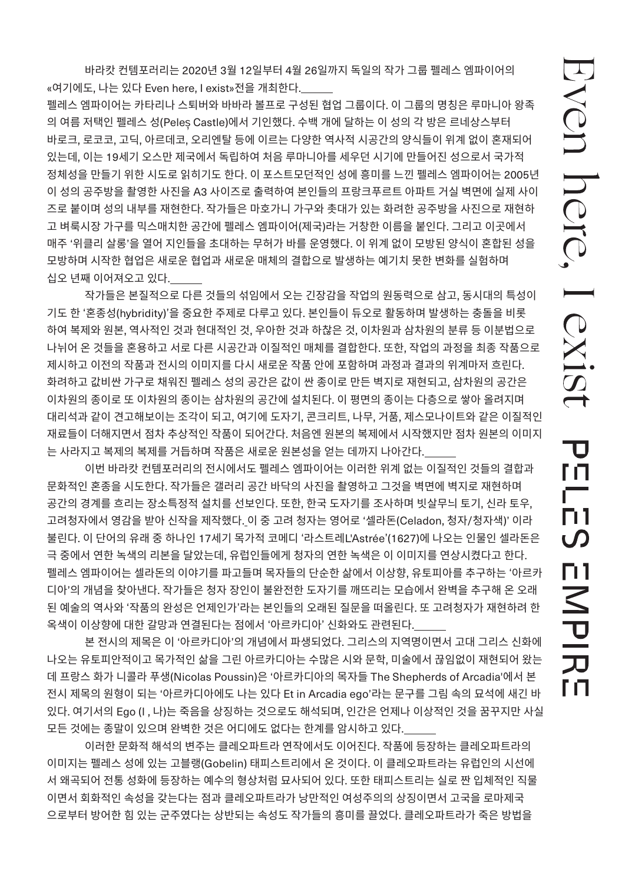바라캇 컨템포러리는 2020년 3월 12일부터 4월 26일까지 독일의 작가 그룹 펠레스 엠파이어의 «여기에도, 나는 있다 Even here, I exist»전을 개최한다.

펠레스 엠파이어는 카타리나 스퇴버와 바바라 볼프로 구성된 협업 그룹이다. 이 그룹의 명칭은 루마니아 왕족의 여름 저택인 펠레스 성(Peleș Castle)에서 기인했다. 수백 개에 달하는 이 성의 각 방은 르네상스부터 바로크, 로코코, 고딕, 아르데코, 오리엔탈 등에 이르는 다양한 역사적 시공간의 양식들이 위계 없이 혼재되어 있는데, 이는 19세기 오스만 제국에서 독립하여 처음 루마니아를 세우던 시기에 만들어진 성으로서 국가적 정체성을 만들기 위한 시도로 읽히기도 한다. 이 포스트모던적인 성에 흥미를 느낀 펠레스 엠파이어는 2005년 이 성의 공주방을 촬영한 사진을 A3 사이즈로 출력하여 본인들의 프랑크푸르트 아파트 거실 벽면에 실제 사이즈로 붙이며 성의 내부를 재현한다. 작가들은 마호가니 가구와 촛대가 있는 화려한 공주방을 사진으로 재현하고 벼룩시장 가구를 믹스매치한 공간에 펠레스 엠파이어(제국)라는 거창한 이름을 붙인다. 그리고 이곳에서 매주 '위클리 살롱'을 열어 지인들을 초대하는 무허가 바를 운영했다. 이 위계 없이 모방된 양식이 혼합된 성을 모방하며 시작한 협업은 새로운 협업과 새로운 매체의 결합으로 발생하는 예기치 못한 변화를 실험하며 십오 년째 이어져오고 있다.

작가들은 본질적으로 다른 것들의 섞임에서 오는 긴장감을 작업의 원동력으로 삼고, 동시대의 특성이기도 한 '혼종성(hybridity)'을 중요한 주제로 다루고 있다. 본인들이 듀오로 활동하며 발생하는 충돌을 비롯하여 복제와 원본, 역사적인 것과 현대적인 것, 우아한 것과 하찮은 것, 이차원과 삼차원의 분류 등 이분법으로 나뉘어 온 것들을 혼용하고 서로 다른 시공간과 이질적인 매체를 결합한다. 또한, 작업의 과정을 최종 작품으로 제시하고 이전의 작품과 전시의 이미지를 다시 새로운 작품 안에 포함하며 과정과 결과의 위계마저 흐린다. 화려하고 값비싼 가구로 채워진 펠레스 성의 공간은 값이 싼 종이로 만든 벽지로 재현되고, 삼차원의 공간은 이차원의 종이로 또 이차원의 종이는 삼차원의 공간에 설치된다. 이 평면의 종이는 다층으로 쌓아 올려지며 대리석과 같이 견고해보이는 조각이 되고, 여기에 도자기, 콘크리트, 나무, 거품, 제스모나이트와 같은 이질적인 재료들이 더해지면서 점차 추상적인 작품이 되어간다. 처음엔 원본의 복제에서 시작했지만 점차 원본의 이미지는 사라지고 복제의 복제를 거듭하며 작품은 새로운 원본성을 얻는 데까지 나아간다.

이번 바라캇 컨템포러리의 전시에서도 펠레스 엠파이어는 이러한 위계 없는 이질적인 것들의 결합과 문화적인 혼종을 시도한다. 작가들은 갤러리 공간 바닥의 사진을 촬영하고 그것을 벽면에 벽지로 재현하며 공간의 경계를 흐리는 장소특정적 설치를 선보인다. 또한, 한국 도자기를 조사하며 빗살무늬 토기, 신라 토우, 고려청자에서 영감을 받아 신작을 제작했다. 이 중 고려 청자는 영어로 '셀라돈(Celadon, 청자/청자색)' 이라 불린다. 이 단어의 유래 중 하나인 17세기 목가적 코메디 '라스트레L'Astrée'(1627)에 나오는 인물인 셀라돈은 극 중에서 연한 녹색의 리본을 달았는데, 유럽인들에게 청자의 연한 녹색은 이 이미지를 연상시켰다고 한다. 펠레스 엠파이어는 셀라돈의 이야기를 파고들며 목자들의 단순한 삶에서 이상향, 유토피아를 추구하는 '아르카디아'의 개념을 찾아낸다. 작가들은 청자 장인이 불완전한 도자기를 깨뜨리는 모습에서 완벽을 추구해 온 오래된 예술의 역사와 '작품의 완성은 언제인가'라는 본인들의 오래된 질문을 떠올린다. 또 고려청자가 재현하려 한 옥색이 이상향에 대한 갈망과 연결된다는 점에서 '아르카디아' 신화와도 관련된다.

본 전시의 제목은 이 '아르카디아'의 개념에서 파생되었다. 그리스의 지역명이면서 고대 그리스 신화에 나오는 유토피안적이고 목가적인 삶을 그린 아르카디아는 수많은 시와 문학, 미술에서 끊임없이 재현되어 왔는데 프랑스 화가 니콜라 푸생(Nicolas Poussin)은 '아르카디아의 목자들 The Shepherds of Arcadia'에서 본 전시 제목의 원형이 되는 '아르카디아에도 나는 있다 Et in Arcadia ego'라는 문구를 그림 속의 묘석에 새긴 바 있다. 여기서의 Ego (I , 나)는 죽음을 상징하는 것으로도 해석되며, 인간은 언제나 이상적인 것을 꿈꾸지만 사실 모든 것에는 종말이 있으며 완벽한 것은 어디에도 없다는 한계를 암시하고 있다.

이러한 문화적 해석의 변주는 클레오파트라 연작에서도 이어진다. 작품에 등장하는 클레오파트라의 이미지는 펠레스 성에 있는 고블랭(Gobelin) 태피스트리에서 온 것이다. 이 클레오파트라는 유럽인의 시선에서 왜곡되어 전통 성화에 등장하는 예수의 형상처럼 묘사되어 있다. 또한 태피스트리는 실로 짠 입체적인 직물이면서 회화적인 속성을 갖는다는 점과 클레오파트라가 낭만적인 여성주의의 상징이면서 고국을 로마제국으로부터 방어한 힘 있는 군주였다는 상반되는 속성도 작가들의 흥미를 끌었다. 클레오파트라가 죽은 방법을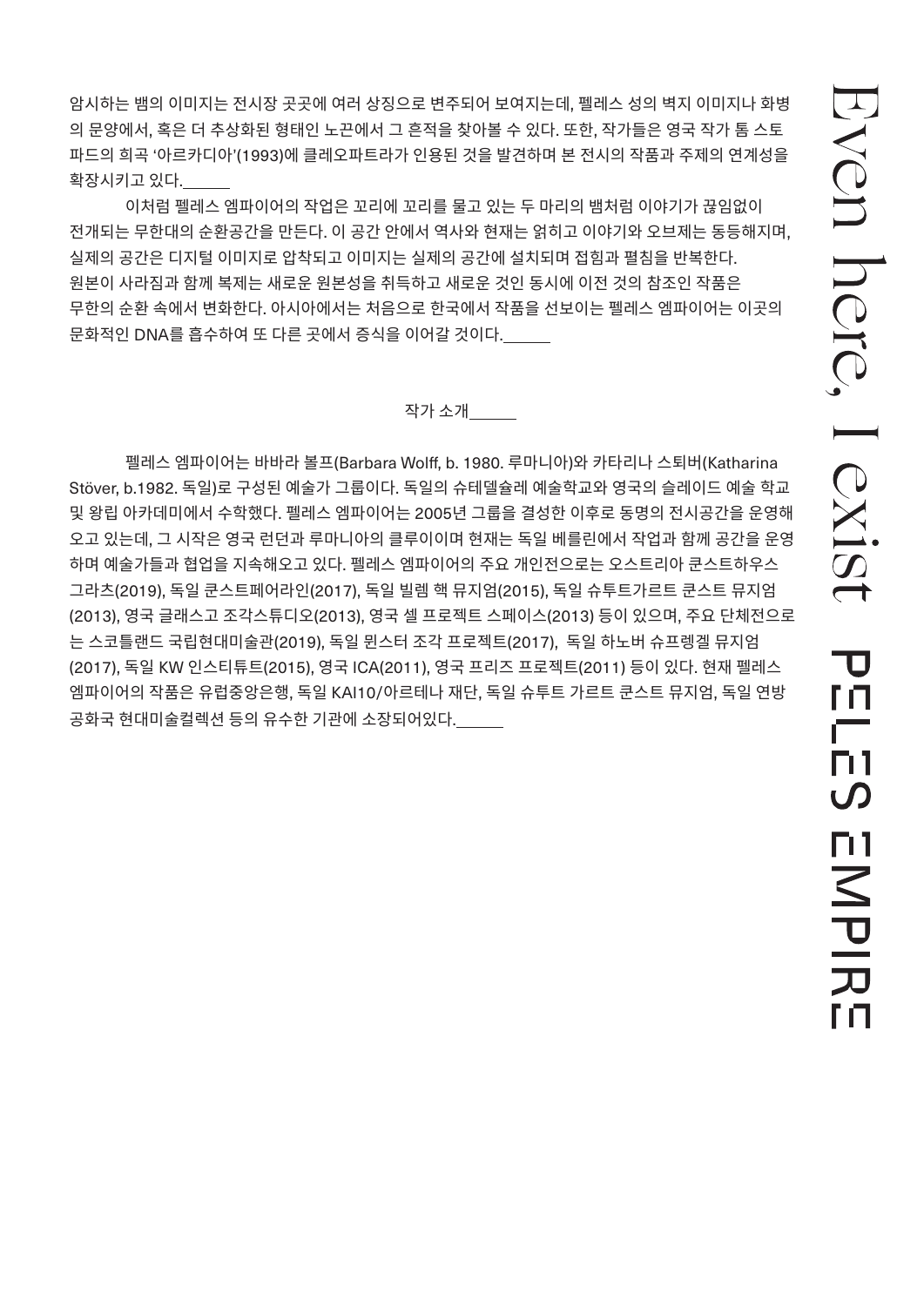암시하는 뱀의 이미지는 전시장 곳곳에 여러 상징으로 변주되어 보여지는데, 펠레스 성의 벽지 이미지나 화병의 문양에서, 혹은 더 추상화된 형태인 노끈에서 그 흔적을 찾아볼 수 있다. 또한, 작가들은 영국 작가 톰 스토파드의 희곡 '아르카디아'(1993)에 클레오파트라가 인용된 것을 발견하며 본 전시의 작품과 주제의 연계성을 확장시키고 있다.

이처럼 펠레스 엠파이어의 작업은 꼬리에 꼬리를 물고 있는 두 마리의 뱀처럼 이야기가 끊임없이 전개되는 무한대의 순환공간을 만든다. 이 공간 안에서 역사와 현재는 얽히고 이야기와 오브제는 동등해지며, 실제의 공간은 디지털 이미지로 압착되고 이미지는 실제의 공간에 설치되며 접힘과 펼침을 반복한다. 원본이 사라짐과 함께 복제는 새로운 원본성을 취득하고 새로운 것인 동시에 이전 것의 참조인 작품은 무한의 순환 속에서 변화한다. 아시아에서는 처음으로 한국에서 작품을 선보이는 펠레스 엠파이어는 이곳의 문화적인 DNA를 흡수하여 또 다른 곳에서 증식을 이어갈 것이다.

## 작가 소개

펠레스 엠파이어는 바바라 볼프(Barbara Wolff, b. 1980. 루마니아)와 카타리나 스퇴버(Katharina Stöver, b.1982. 독일)로 구성된 예술가 그룹이다. 독일의 슈테델슐레 예술학교와 영국의 슬레이드 예술 학교 및 왕립 아카데미에서 수학했다. 펠레스 엠파이어는 2005년 그룹을 결성한 이후로 동명의 전시공간을 운영해오고 있는데, 그 시작은 영국 런던과 루마니아의 클루이이며 현재는 독일 베를린에서 작업과 함께 공간을 운영하며 예술가들과 협업을 지속해오고 있다. 펠레스 엠파이어의 주요 개인전으로는 오스트리아 쿤스트하우스 그라츠(2019), 독일 쿤스트페어라인(2017), 독일 빌렘 핵 뮤지엄(2015), 독일 슈투트가르트 쿤스트 뮤지엄(2013), 영국 글래스고 조각스튜디오(2013), 영국 셀 프로젝트 스페이스(2013) 등이 있으며, 주요 단체전으로는 스코틀랜드 국립현대미술관(2019), 독일 뮌스터 조각 프로젝트(2017), 독일 하노버 슈프렝겔 뮤지엄(2017), 독일 KW 인스티튜트(2015), 영국 ICA(2011), 영국 프리즈 프로젝트(2011) 등이 있다. 현재 펠레스 엠파이어의 작품은 유럽중앙은행, 독일 KAI10/아르테나 재단, 독일 슈투트 가르트 쿤스트 뮤지엄, 독일 연방 공화국 현대미술컬렉션 등의 유수한 기관에 소장되어있다.